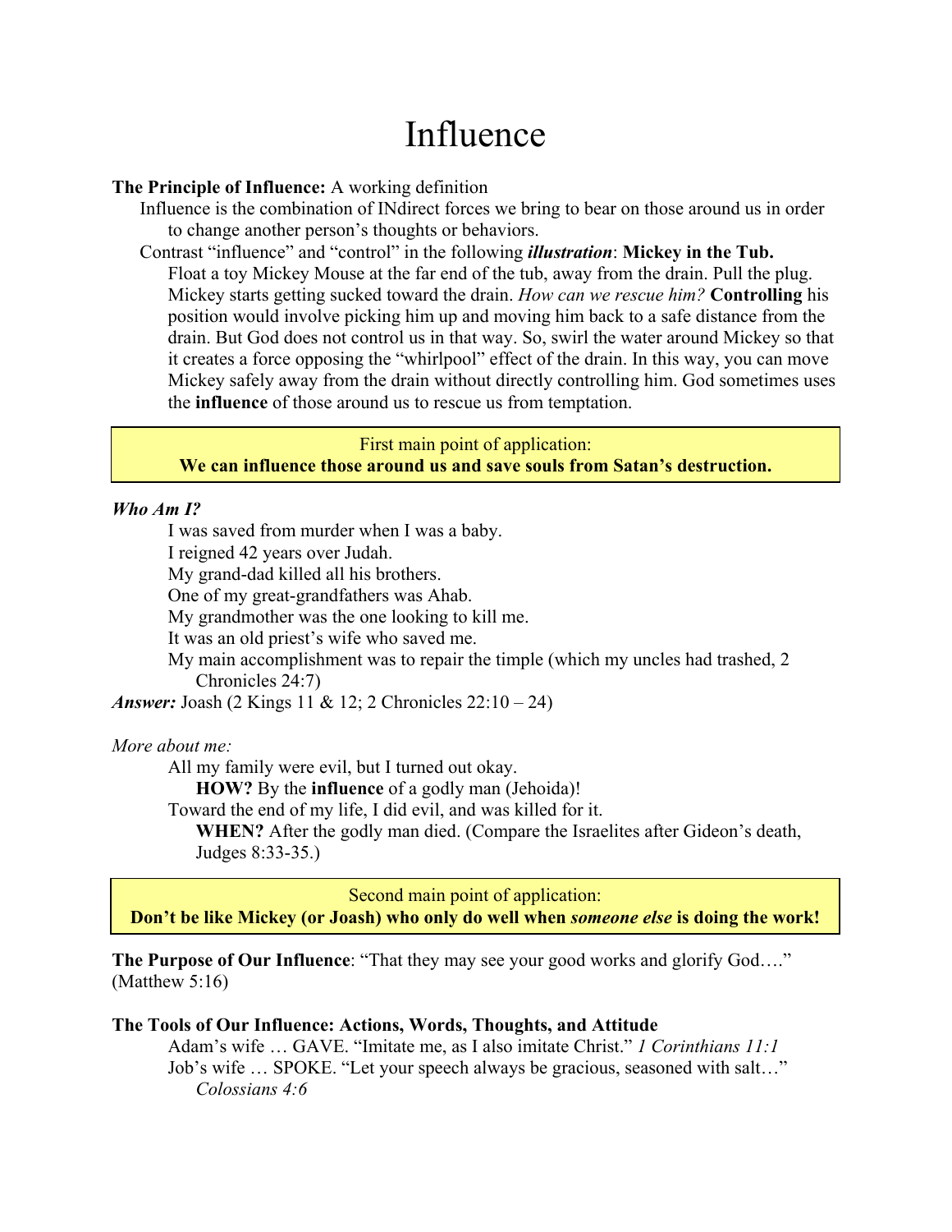# Influence

**The Principle of Influence:** A working definition

Influence is the combination of INdirect forces we bring to bear on those around us in order to change another person's thoughts or behaviors.

Contrast "influence" and "control" in the following ***illustration***: **Mickey in the Tub.**

Float a toy Mickey Mouse at the far end of the tub, away from the drain. Pull the plug. Mickey starts getting sucked toward the drain. *How can we rescue him?* **Controlling** his position would involve picking him up and moving him back to a safe distance from the drain. But God does not control us in that way. So, swirl the water around Mickey so that it creates a force opposing the "whirlpool" effect of the drain. In this way, you can move Mickey safely away from the drain without directly controlling him. God sometimes uses the **influence** of those around us to rescue us from temptation.

> First main point of application:
> **We can influence those around us and save souls from Satan's destruction.**

***Who Am I?***

I was saved from murder when I was a baby.
I reigned 42 years over Judah.
My grand-dad killed all his brothers.
One of my great-grandfathers was Ahab.
My grandmother was the one looking to kill me.
It was an old priest's wife who saved me.
My main accomplishment was to repair the timple (which my uncles had trashed, 2 Chronicles 24:7)

***Answer:*** Joash (2 Kings 11 & 12; 2 Chronicles 22:10 – 24)

*More about me:*

All my family were evil, but I turned out okay.
**HOW?** By the **influence** of a godly man (Jehoida)!
Toward the end of my life, I did evil, and was killed for it.
**WHEN?** After the godly man died. (Compare the Israelites after Gideon's death, Judges 8:33-35.)

> Second main point of application:
> **Don't be like Mickey (or Joash) who only do well when *someone else* is doing the work!**

**The Purpose of Our Influence**: "That they may see your good works and glorify God…." (Matthew 5:16)

**The Tools of Our Influence: Actions, Words, Thoughts, and Attitude**

Adam's wife … GAVE. "Imitate me, as I also imitate Christ." *1 Corinthians 11:1*
Job's wife … SPOKE. "Let your speech always be gracious, seasoned with salt…" *Colossians 4:6*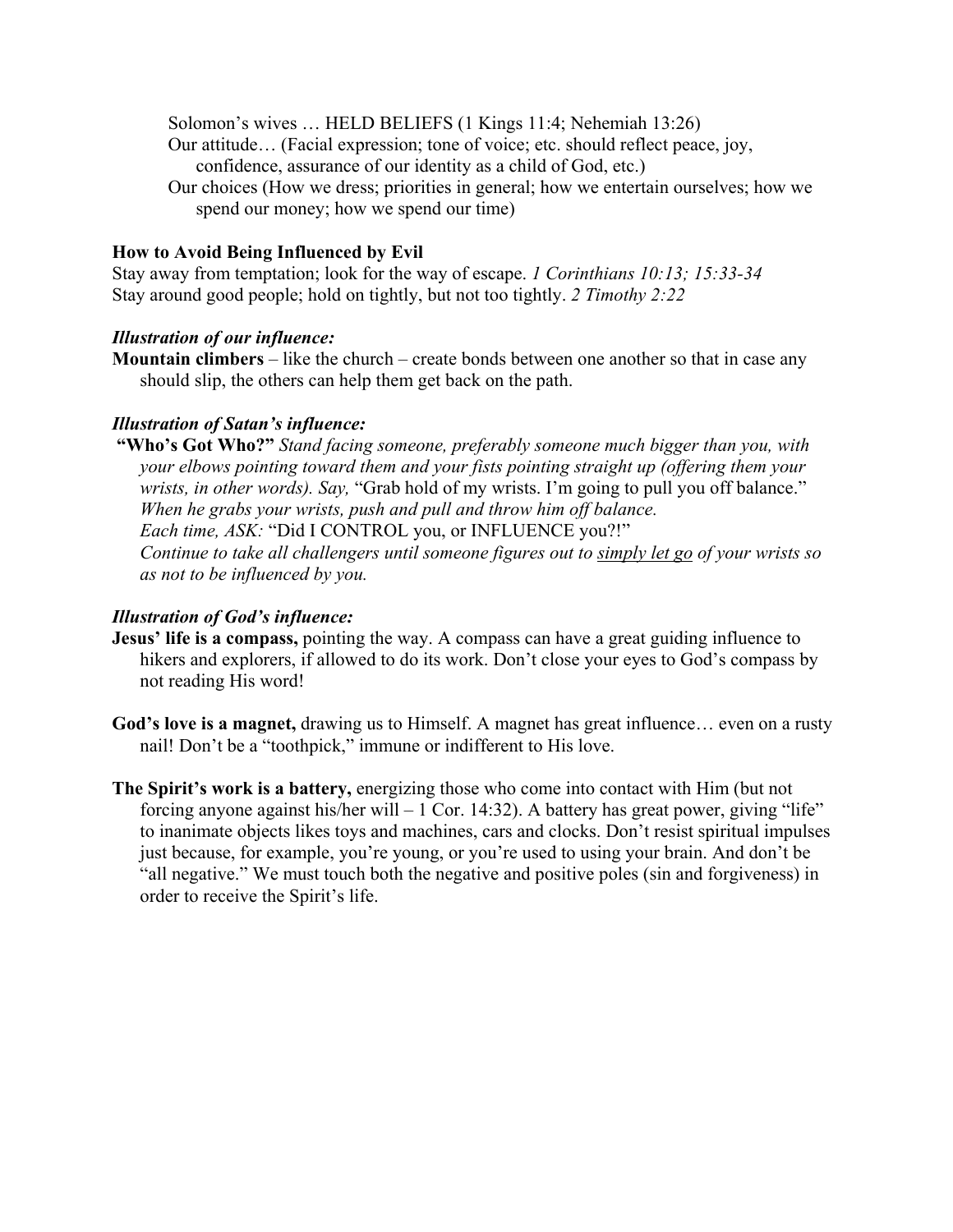Solomon's wives … HELD BELIEFS (1 Kings 11:4; Nehemiah 13:26)

Our attitude… (Facial expression; tone of voice; etc. should reflect peace, joy, confidence, assurance of our identity as a child of God, etc.)

Our choices (How we dress; priorities in general; how we entertain ourselves; how we spend our money; how we spend our time)

**How to Avoid Being Influenced by Evil**

Stay away from temptation; look for the way of escape. *1 Corinthians 10:13; 15:33-34*

Stay around good people; hold on tightly, but not too tightly. *2 Timothy 2:22*

***Illustration of our influence:***

**Mountain climbers** – like the church – create bonds between one another so that in case any should slip, the others can help them get back on the path.

***Illustration of Satan's influence:***

**"Who's Got Who?"** *Stand facing someone, preferably someone much bigger than you, with your elbows pointing toward them and your fists pointing straight up (offering them your wrists, in other words). Say,* "Grab hold of my wrists. I'm going to pull you off balance." *When he grabs your wrists, push and pull and throw him off balance.*

*Each time, ASK:* "Did I CONTROL you, or INFLUENCE you?!"

*Continue to take all challengers until someone figures out to <u>simply let go</u> of your wrists so as not to be influenced by you.*

***Illustration of God's influence:***

**Jesus' life is a compass,** pointing the way. A compass can have a great guiding influence to hikers and explorers, if allowed to do its work. Don't close your eyes to God's compass by not reading His word!

**God's love is a magnet,** drawing us to Himself. A magnet has great influence… even on a rusty nail! Don't be a "toothpick," immune or indifferent to His love.

**The Spirit's work is a battery,** energizing those who come into contact with Him (but not forcing anyone against his/her will – 1 Cor. 14:32). A battery has great power, giving "life" to inanimate objects likes toys and machines, cars and clocks. Don't resist spiritual impulses just because, for example, you're young, or you're used to using your brain. And don't be "all negative." We must touch both the negative and positive poles (sin and forgiveness) in order to receive the Spirit's life.